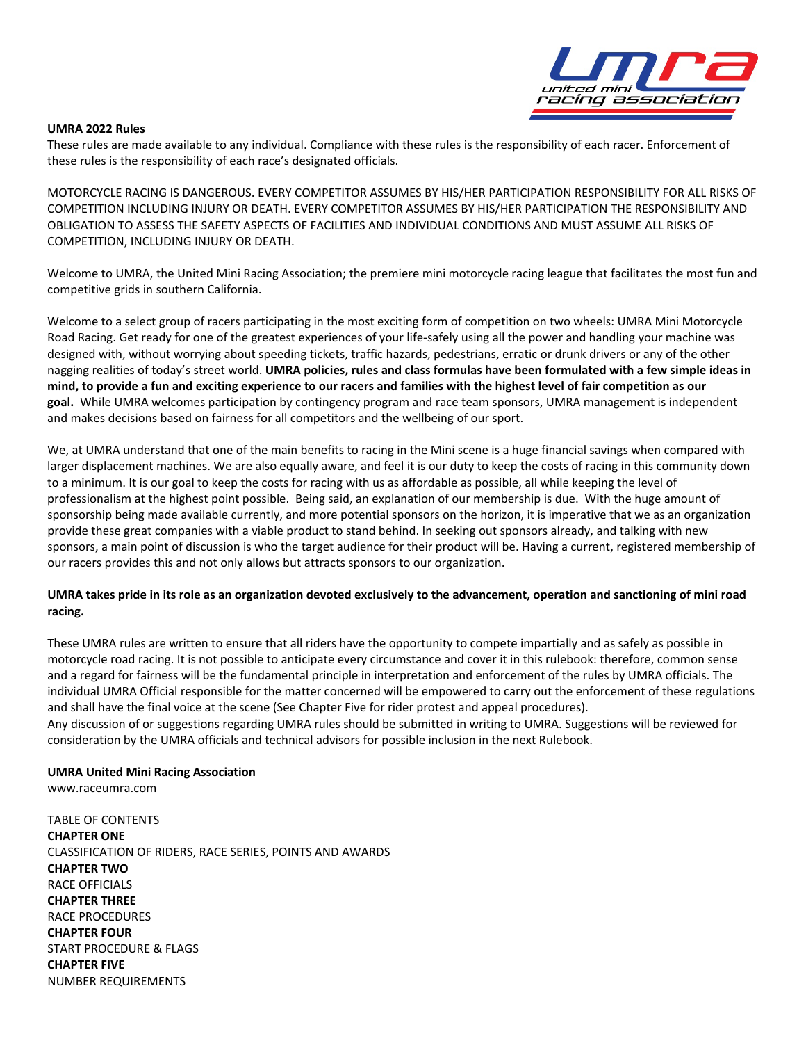**UMRA 2022 Rules**

These rules are made available to any individual. Compliance with these rules is the responsibility of each racer. Enforcement of these rules is the responsibility of each race's designated officials.

MOTORCYCLE RACING IS DANGEROUS. EVERY COMPETITOR ASSUMES BY HIS/HER PARTICIPATION RESPONSIBILITY FOR ALL RISKS OF COMPETITION INCLUDING INJURY OR DEATH. EVERY COMPETITOR ASSUMES BY HIS/HER PARTICIPATION THE RESPONSIBILITY AND OBLIGATION TO ASSESS THE SAFETY ASPECTS OF FACILITIES AND INDIVIDUAL CONDITIONS AND MUST ASSUME ALL RISKS OF COMPETITION, INCLUDING INJURY OR DEATH.

Welcome to UMRA, the United Mini Racing Association; the premiere mini motorcycle racing league that facilitates the most fun and competitive grids in southern California.

Welcome to a select group of racers participating in the most exciting form of competition on two wheels: UMRA Mini Motorcycle Road Racing. Get ready for one of the greatest experiences of your life-safely using all the power and handling your machine was designed with, without worrying about speeding tickets, traffic hazards, pedestrians, erratic or drunk drivers or any of the other nagging realities of today's street world. **UMRA policies, rules and class formulas have been formulated with a few simple ideas in mind, to provide a fun and exciting experience to our racers and families with the highest level of fair competition as our goal.** While UMRA welcomes participation by contingency program and race team sponsors, UMRA management is independent and makes decisions based on fairness for all competitors and the wellbeing of our sport.

We, at UMRA understand that one of the main benefits to racing in the Mini scene is a huge financial savings when compared with larger displacement machines. We are also equally aware, and feel it is our duty to keep the costs of racing in this community down to a minimum. It is our goal to keep the costs for racing with us as affordable as possible, all while keeping the level of professionalism at the highest point possible. Being said, an explanation of our membership is due. With the huge amount of sponsorship being made available currently, and more potential sponsors on the horizon, it is imperative that we as an organization provide these great companies with a viable product to stand behind. In seeking out sponsors already, and talking with new sponsors, a main point of discussion is who the target audience for their product will be. Having a current, registered membership of our racers provides this and not only allows but attracts sponsors to our organization.

**UMRA takes pride in its role as an organization devoted exclusively to the advancement, operation and sanctioning of mini road racing.**

These UMRA rules are written to ensure that all riders have the opportunity to compete impartially and as safely as possible in motorcycle road racing. It is not possible to anticipate every circumstance and cover it in this rulebook: therefore, common sense and a regard for fairness will be the fundamental principle in interpretation and enforcement of the rules by UMRA officials. The individual UMRA Official responsible for the matter concerned will be empowered to carry out the enforcement of these regulations and shall have the final voice at the scene (See Chapter Five for rider protest and appeal procedures).
Any discussion of or suggestions regarding UMRA rules should be submitted in writing to UMRA. Suggestions will be reviewed for consideration by the UMRA officials and technical advisors for possible inclusion in the next Rulebook.

**UMRA United Mini Racing Association**
www.raceumra.com

TABLE OF CONTENTS

**CHAPTER ONE**
CLASSIFICATION OF RIDERS, RACE SERIES, POINTS AND AWARDS

**CHAPTER TWO**
RACE OFFICIALS

**CHAPTER THREE**
RACE PROCEDURES

**CHAPTER FOUR**
START PROCEDURE & FLAGS

**CHAPTER FIVE**
NUMBER REQUIREMENTS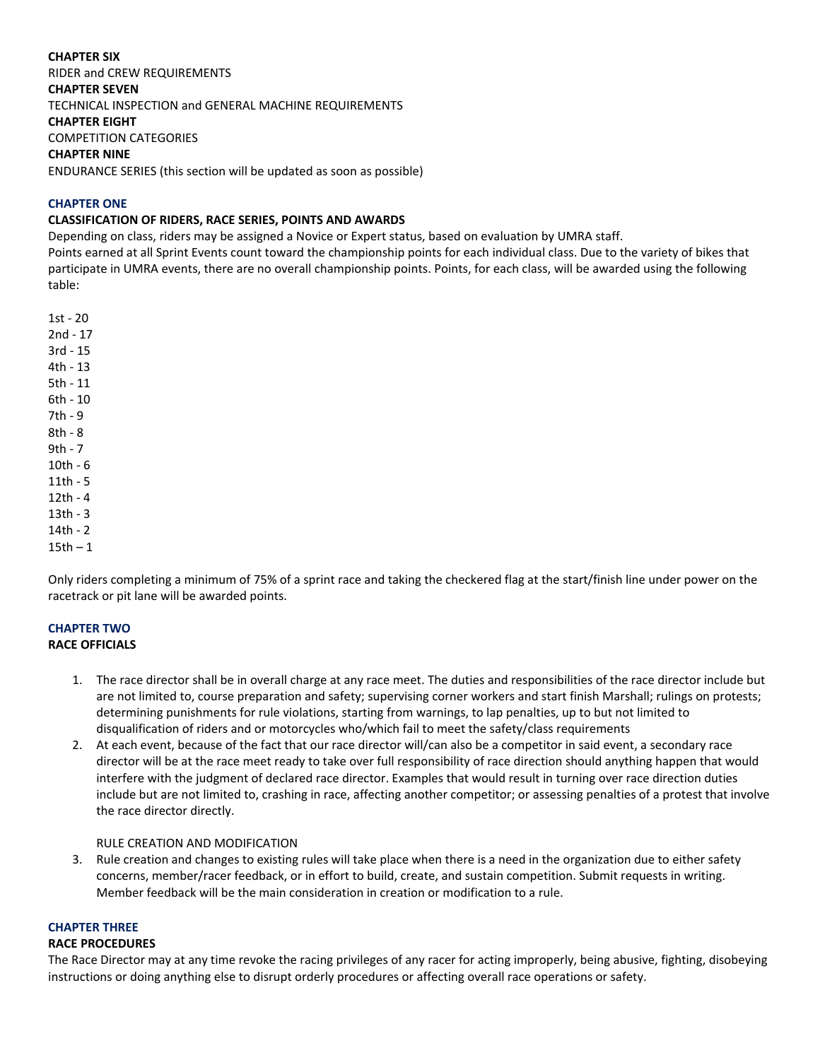**CHAPTER SIX**
RIDER and CREW REQUIREMENTS
**CHAPTER SEVEN**
TECHNICAL INSPECTION and GENERAL MACHINE REQUIREMENTS
**CHAPTER EIGHT**
COMPETITION CATEGORIES
**CHAPTER NINE**
ENDURANCE SERIES (this section will be updated as soon as possible)

## CHAPTER ONE

### CLASSIFICATION OF RIDERS, RACE SERIES, POINTS AND AWARDS

Depending on class, riders may be assigned a Novice or Expert status, based on evaluation by UMRA staff.
Points earned at all Sprint Events count toward the championship points for each individual class. Due to the variety of bikes that participate in UMRA events, there are no overall championship points. Points, for each class, will be awarded using the following table:

1st - 20
2nd - 17
3rd - 15
4th - 13
5th - 11
6th - 10
7th - 9
8th - 8
9th - 7
10th - 6
11th - 5
12th - 4
13th - 3
14th - 2
15th – 1

Only riders completing a minimum of 75% of a sprint race and taking the checkered flag at the start/finish line under power on the racetrack or pit lane will be awarded points.

## CHAPTER TWO

### RACE OFFICIALS

1. The race director shall be in overall charge at any race meet. The duties and responsibilities of the race director include but are not limited to, course preparation and safety; supervising corner workers and start finish Marshall; rulings on protests; determining punishments for rule violations, starting from warnings, to lap penalties, up to but not limited to disqualification of riders and or motorcycles who/which fail to meet the safety/class requirements
2. At each event, because of the fact that our race director will/can also be a competitor in said event, a secondary race director will be at the race meet ready to take over full responsibility of race direction should anything happen that would interfere with the judgment of declared race director. Examples that would result in turning over race direction duties include but are not limited to, crashing in race, affecting another competitor; or assessing penalties of a protest that involve the race director directly.

   RULE CREATION AND MODIFICATION

3. Rule creation and changes to existing rules will take place when there is a need in the organization due to either safety concerns, member/racer feedback, or in effort to build, create, and sustain competition. Submit requests in writing. Member feedback will be the main consideration in creation or modification to a rule.

## CHAPTER THREE

### RACE PROCEDURES

The Race Director may at any time revoke the racing privileges of any racer for acting improperly, being abusive, fighting, disobeying instructions or doing anything else to disrupt orderly procedures or affecting overall race operations or safety.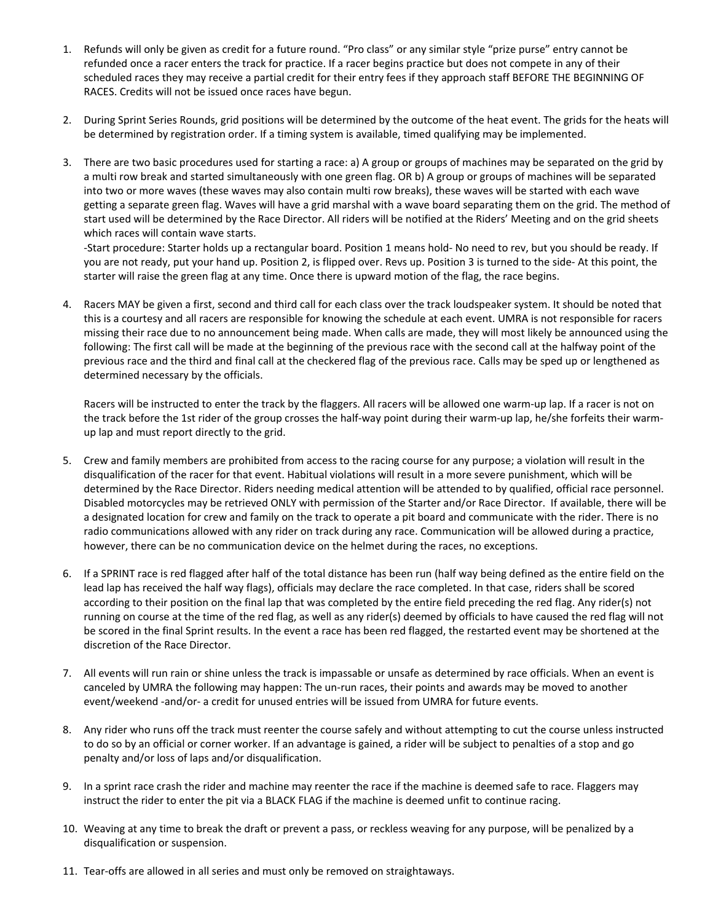1. Refunds will only be given as credit for a future round. "Pro class" or any similar style "prize purse" entry cannot be refunded once a racer enters the track for practice. If a racer begins practice but does not compete in any of their scheduled races they may receive a partial credit for their entry fees if they approach staff BEFORE THE BEGINNING OF RACES. Credits will not be issued once races have begun.

2. During Sprint Series Rounds, grid positions will be determined by the outcome of the heat event. The grids for the heats will be determined by registration order. If a timing system is available, timed qualifying may be implemented.

3. There are two basic procedures used for starting a race: a) A group or groups of machines may be separated on the grid by a multi row break and started simultaneously with one green flag. OR b) A group or groups of machines will be separated into two or more waves (these waves may also contain multi row breaks), these waves will be started with each wave getting a separate green flag. Waves will have a grid marshal with a wave board separating them on the grid. The method of start used will be determined by the Race Director. All riders will be notified at the Riders' Meeting and on the grid sheets which races will contain wave starts.
   -Start procedure: Starter holds up a rectangular board. Position 1 means hold- No need to rev, but you should be ready. If you are not ready, put your hand up. Position 2, is flipped over. Revs up. Position 3 is turned to the side- At this point, the starter will raise the green flag at any time. Once there is upward motion of the flag, the race begins.

4. Racers MAY be given a first, second and third call for each class over the track loudspeaker system. It should be noted that this is a courtesy and all racers are responsible for knowing the schedule at each event. UMRA is not responsible for racers missing their race due to no announcement being made. When calls are made, they will most likely be announced using the following: The first call will be made at the beginning of the previous race with the second call at the halfway point of the previous race and the third and final call at the checkered flag of the previous race. Calls may be sped up or lengthened as determined necessary by the officials.

   Racers will be instructed to enter the track by the flaggers. All racers will be allowed one warm-up lap. If a racer is not on the track before the 1st rider of the group crosses the half-way point during their warm-up lap, he/she forfeits their warm-up lap and must report directly to the grid.

5. Crew and family members are prohibited from access to the racing course for any purpose; a violation will result in the disqualification of the racer for that event. Habitual violations will result in a more severe punishment, which will be determined by the Race Director. Riders needing medical attention will be attended to by qualified, official race personnel. Disabled motorcycles may be retrieved ONLY with permission of the Starter and/or Race Director. If available, there will be a designated location for crew and family on the track to operate a pit board and communicate with the rider. There is no radio communications allowed with any rider on track during any race. Communication will be allowed during a practice, however, there can be no communication device on the helmet during the races, no exceptions.

6. If a SPRINT race is red flagged after half of the total distance has been run (half way being defined as the entire field on the lead lap has received the half way flags), officials may declare the race completed. In that case, riders shall be scored according to their position on the final lap that was completed by the entire field preceding the red flag. Any rider(s) not running on course at the time of the red flag, as well as any rider(s) deemed by officials to have caused the red flag will not be scored in the final Sprint results. In the event a race has been red flagged, the restarted event may be shortened at the discretion of the Race Director.

7. All events will run rain or shine unless the track is impassable or unsafe as determined by race officials. When an event is canceled by UMRA the following may happen: The un-run races, their points and awards may be moved to another event/weekend -and/or- a credit for unused entries will be issued from UMRA for future events.

8. Any rider who runs off the track must reenter the course safely and without attempting to cut the course unless instructed to do so by an official or corner worker. If an advantage is gained, a rider will be subject to penalties of a stop and go penalty and/or loss of laps and/or disqualification.

9. In a sprint race crash the rider and machine may reenter the race if the machine is deemed safe to race. Flaggers may instruct the rider to enter the pit via a BLACK FLAG if the machine is deemed unfit to continue racing.

10. Weaving at any time to break the draft or prevent a pass, or reckless weaving for any purpose, will be penalized by a disqualification or suspension.

11. Tear-offs are allowed in all series and must only be removed on straightaways.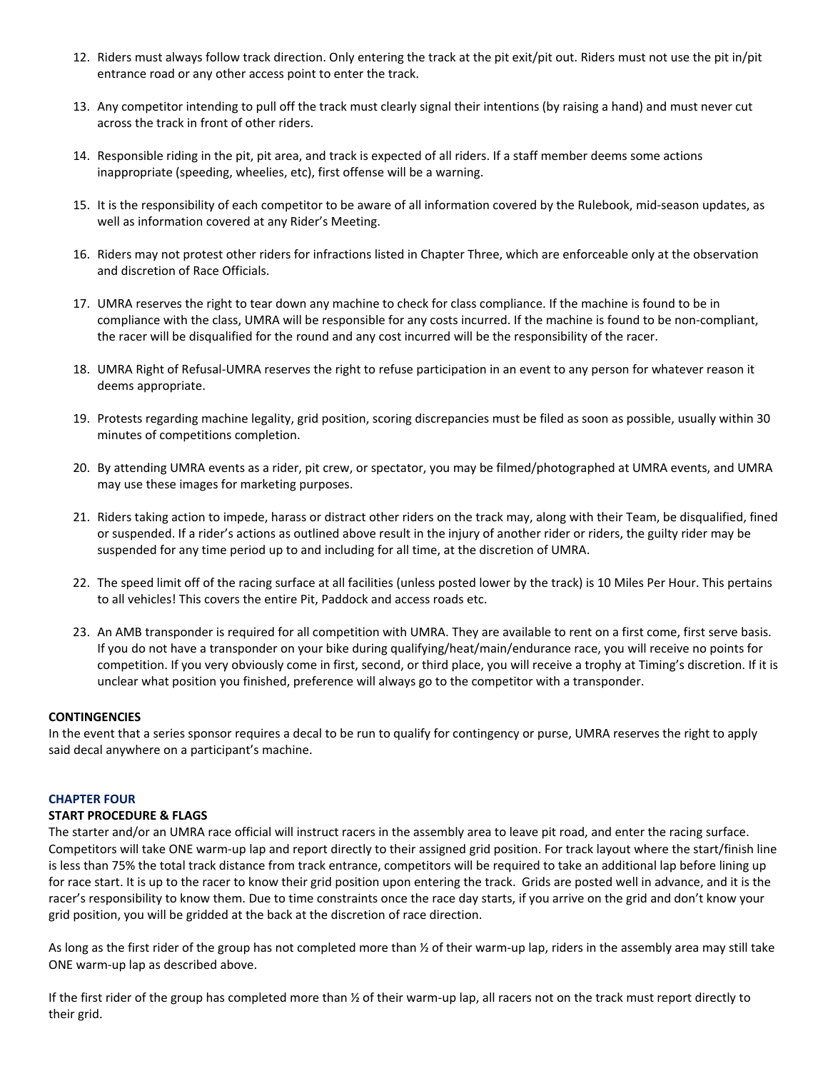12. Riders must always follow track direction. Only entering the track at the pit exit/pit out. Riders must not use the pit in/pit entrance road or any other access point to enter the track.

13. Any competitor intending to pull off the track must clearly signal their intentions (by raising a hand) and must never cut across the track in front of other riders.

14. Responsible riding in the pit, pit area, and track is expected of all riders. If a staff member deems some actions inappropriate (speeding, wheelies, etc), first offense will be a warning.

15. It is the responsibility of each competitor to be aware of all information covered by the Rulebook, mid-season updates, as well as information covered at any Rider's Meeting.

16. Riders may not protest other riders for infractions listed in Chapter Three, which are enforceable only at the observation and discretion of Race Officials.

17. UMRA reserves the right to tear down any machine to check for class compliance. If the machine is found to be in compliance with the class, UMRA will be responsible for any costs incurred. If the machine is found to be non-compliant, the racer will be disqualified for the round and any cost incurred will be the responsibility of the racer.

18. UMRA Right of Refusal-UMRA reserves the right to refuse participation in an event to any person for whatever reason it deems appropriate.

19. Protests regarding machine legality, grid position, scoring discrepancies must be filed as soon as possible, usually within 30 minutes of competitions completion.

20. By attending UMRA events as a rider, pit crew, or spectator, you may be filmed/photographed at UMRA events, and UMRA may use these images for marketing purposes.

21. Riders taking action to impede, harass or distract other riders on the track may, along with their Team, be disqualified, fined or suspended. If a rider's actions as outlined above result in the injury of another rider or riders, the guilty rider may be suspended for any time period up to and including for all time, at the discretion of UMRA.

22. The speed limit off of the racing surface at all facilities (unless posted lower by the track) is 10 Miles Per Hour. This pertains to all vehicles! This covers the entire Pit, Paddock and access roads etc.

23. An AMB transponder is required for all competition with UMRA. They are available to rent on a first come, first serve basis. If you do not have a transponder on your bike during qualifying/heat/main/endurance race, you will receive no points for competition. If you very obviously come in first, second, or third place, you will receive a trophy at Timing's discretion. If it is unclear what position you finished, preference will always go to the competitor with a transponder.

**CONTINGENCIES**

In the event that a series sponsor requires a decal to be run to qualify for contingency or purse, UMRA reserves the right to apply said decal anywhere on a participant's machine.

## CHAPTER FOUR

### START PROCEDURE & FLAGS

The starter and/or an UMRA race official will instruct racers in the assembly area to leave pit road, and enter the racing surface. Competitors will take ONE warm-up lap and report directly to their assigned grid position. For track layout where the start/finish line is less than 75% the total track distance from track entrance, competitors will be required to take an additional lap before lining up for race start. It is up to the racer to know their grid position upon entering the track. Grids are posted well in advance, and it is the racer's responsibility to know them. Due to time constraints once the race day starts, if you arrive on the grid and don't know your grid position, you will be gridded at the back at the discretion of race direction.

As long as the first rider of the group has not completed more than ½ of their warm-up lap, riders in the assembly area may still take ONE warm-up lap as described above.

If the first rider of the group has completed more than ½ of their warm-up lap, all racers not on the track must report directly to their grid.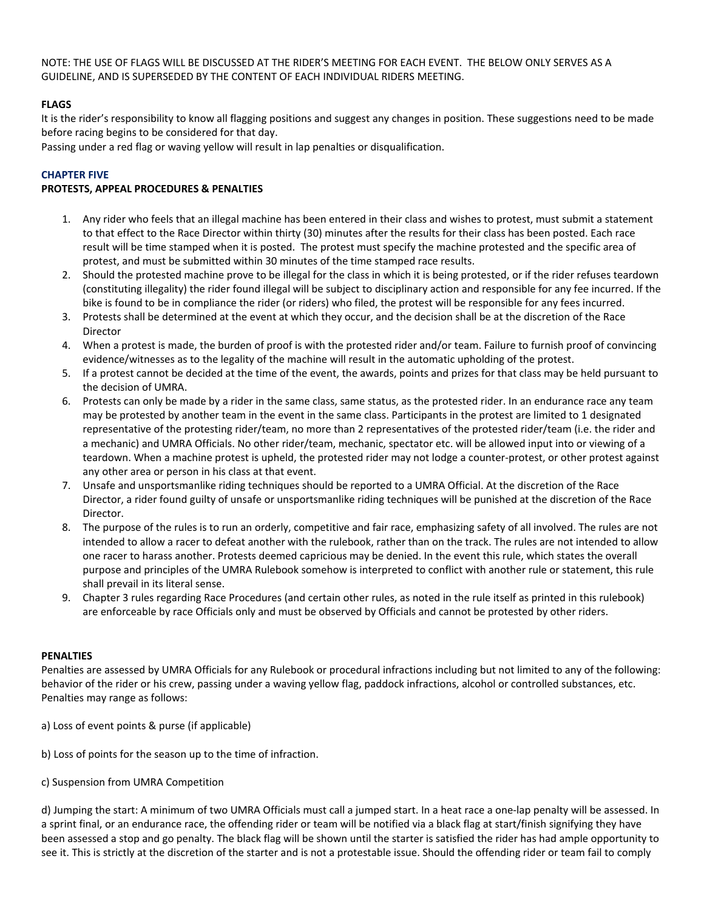NOTE: THE USE OF FLAGS WILL BE DISCUSSED AT THE RIDER'S MEETING FOR EACH EVENT. THE BELOW ONLY SERVES AS A GUIDELINE, AND IS SUPERSEDED BY THE CONTENT OF EACH INDIVIDUAL RIDERS MEETING.

**FLAGS**

It is the rider's responsibility to know all flagging positions and suggest any changes in position. These suggestions need to be made before racing begins to be considered for that day.
Passing under a red flag or waving yellow will result in lap penalties or disqualification.

## CHAPTER FIVE

**PROTESTS, APPEAL PROCEDURES & PENALTIES**

1. Any rider who feels that an illegal machine has been entered in their class and wishes to protest, must submit a statement to that effect to the Race Director within thirty (30) minutes after the results for their class has been posted. Each race result will be time stamped when it is posted. The protest must specify the machine protested and the specific area of protest, and must be submitted within 30 minutes of the time stamped race results.
2. Should the protested machine prove to be illegal for the class in which it is being protested, or if the rider refuses teardown (constituting illegality) the rider found illegal will be subject to disciplinary action and responsible for any fee incurred. If the bike is found to be in compliance the rider (or riders) who filed, the protest will be responsible for any fees incurred.
3. Protests shall be determined at the event at which they occur, and the decision shall be at the discretion of the Race Director
4. When a protest is made, the burden of proof is with the protested rider and/or team. Failure to furnish proof of convincing evidence/witnesses as to the legality of the machine will result in the automatic upholding of the protest.
5. If a protest cannot be decided at the time of the event, the awards, points and prizes for that class may be held pursuant to the decision of UMRA.
6. Protests can only be made by a rider in the same class, same status, as the protested rider. In an endurance race any team may be protested by another team in the event in the same class. Participants in the protest are limited to 1 designated representative of the protesting rider/team, no more than 2 representatives of the protested rider/team (i.e. the rider and a mechanic) and UMRA Officials. No other rider/team, mechanic, spectator etc. will be allowed input into or viewing of a teardown. When a machine protest is upheld, the protested rider may not lodge a counter-protest, or other protest against any other area or person in his class at that event.
7. Unsafe and unsportsmanlike riding techniques should be reported to a UMRA Official. At the discretion of the Race Director, a rider found guilty of unsafe or unsportsmanlike riding techniques will be punished at the discretion of the Race Director.
8. The purpose of the rules is to run an orderly, competitive and fair race, emphasizing safety of all involved. The rules are not intended to allow a racer to defeat another with the rulebook, rather than on the track. The rules are not intended to allow one racer to harass another. Protests deemed capricious may be denied. In the event this rule, which states the overall purpose and principles of the UMRA Rulebook somehow is interpreted to conflict with another rule or statement, this rule shall prevail in its literal sense.
9. Chapter 3 rules regarding Race Procedures (and certain other rules, as noted in the rule itself as printed in this rulebook) are enforceable by race Officials only and must be observed by Officials and cannot be protested by other riders.

**PENALTIES**

Penalties are assessed by UMRA Officials for any Rulebook or procedural infractions including but not limited to any of the following: behavior of the rider or his crew, passing under a waving yellow flag, paddock infractions, alcohol or controlled substances, etc. Penalties may range as follows:

a) Loss of event points & purse (if applicable)

b) Loss of points for the season up to the time of infraction.

c) Suspension from UMRA Competition

d) Jumping the start: A minimum of two UMRA Officials must call a jumped start. In a heat race a one-lap penalty will be assessed. In a sprint final, or an endurance race, the offending rider or team will be notified via a black flag at start/finish signifying they have been assessed a stop and go penalty. The black flag will be shown until the starter is satisfied the rider has had ample opportunity to see it. This is strictly at the discretion of the starter and is not a protestable issue. Should the offending rider or team fail to comply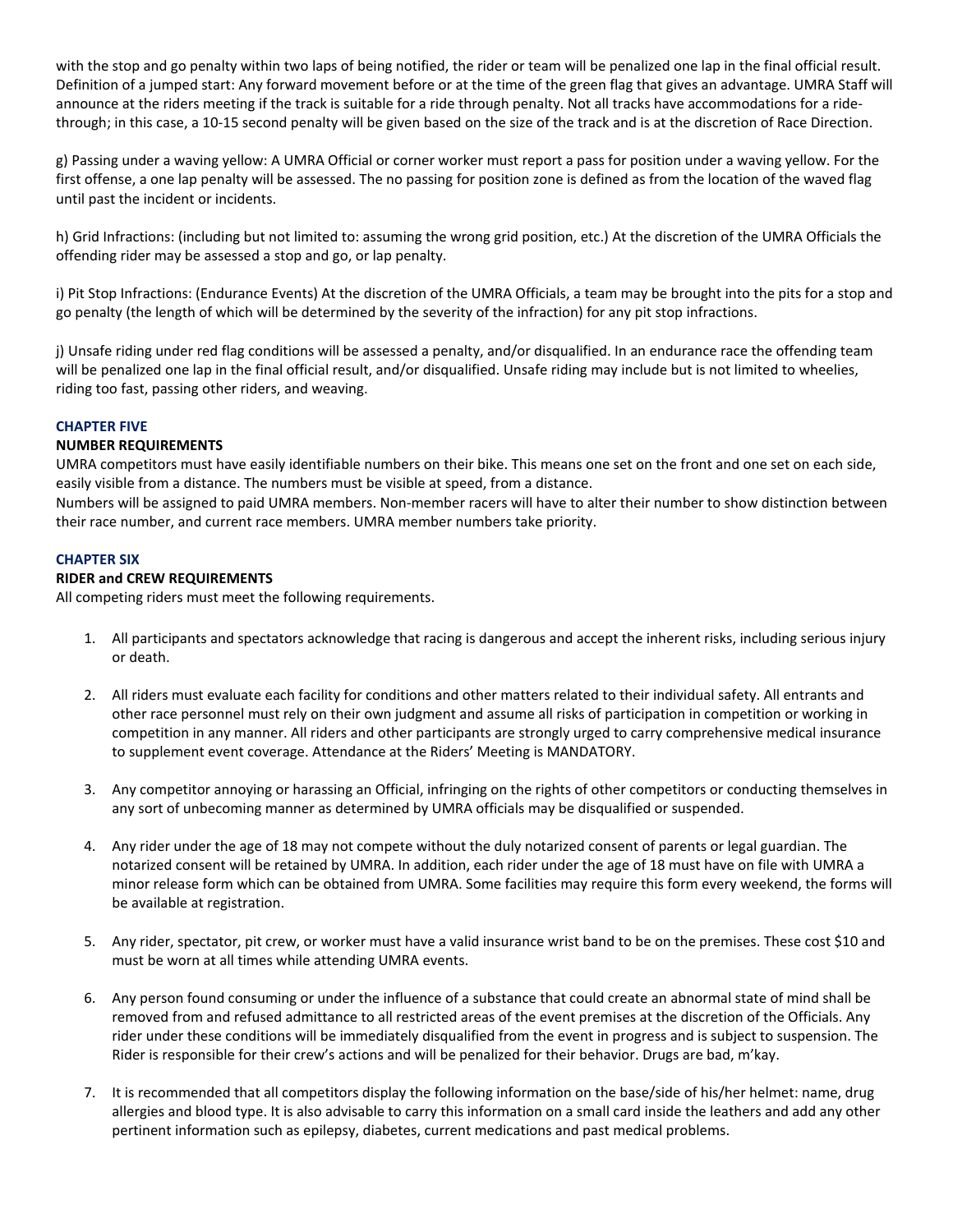with the stop and go penalty within two laps of being notified, the rider or team will be penalized one lap in the final official result. Definition of a jumped start: Any forward movement before or at the time of the green flag that gives an advantage. UMRA Staff will announce at the riders meeting if the track is suitable for a ride through penalty. Not all tracks have accommodations for a ride-through; in this case, a 10-15 second penalty will be given based on the size of the track and is at the discretion of Race Direction.

g) Passing under a waving yellow: A UMRA Official or corner worker must report a pass for position under a waving yellow. For the first offense, a one lap penalty will be assessed. The no passing for position zone is defined as from the location of the waved flag until past the incident or incidents.

h) Grid Infractions: (including but not limited to: assuming the wrong grid position, etc.) At the discretion of the UMRA Officials the offending rider may be assessed a stop and go, or lap penalty.

i) Pit Stop Infractions: (Endurance Events) At the discretion of the UMRA Officials, a team may be brought into the pits for a stop and go penalty (the length of which will be determined by the severity of the infraction) for any pit stop infractions.

j) Unsafe riding under red flag conditions will be assessed a penalty, and/or disqualified. In an endurance race the offending team will be penalized one lap in the final official result, and/or disqualified. Unsafe riding may include but is not limited to wheelies, riding too fast, passing other riders, and weaving.

## CHAPTER FIVE

### NUMBER REQUIREMENTS

UMRA competitors must have easily identifiable numbers on their bike. This means one set on the front and one set on each side, easily visible from a distance. The numbers must be visible at speed, from a distance.
Numbers will be assigned to paid UMRA members. Non-member racers will have to alter their number to show distinction between their race number, and current race members. UMRA member numbers take priority.

## CHAPTER SIX

### RIDER and CREW REQUIREMENTS

All competing riders must meet the following requirements.

1. All participants and spectators acknowledge that racing is dangerous and accept the inherent risks, including serious injury or death.

2. All riders must evaluate each facility for conditions and other matters related to their individual safety. All entrants and other race personnel must rely on their own judgment and assume all risks of participation in competition or working in competition in any manner. All riders and other participants are strongly urged to carry comprehensive medical insurance to supplement event coverage. Attendance at the Riders' Meeting is MANDATORY.

3. Any competitor annoying or harassing an Official, infringing on the rights of other competitors or conducting themselves in any sort of unbecoming manner as determined by UMRA officials may be disqualified or suspended.

4. Any rider under the age of 18 may not compete without the duly notarized consent of parents or legal guardian. The notarized consent will be retained by UMRA. In addition, each rider under the age of 18 must have on file with UMRA a minor release form which can be obtained from UMRA. Some facilities may require this form every weekend, the forms will be available at registration.

5. Any rider, spectator, pit crew, or worker must have a valid insurance wrist band to be on the premises. These cost $10 and must be worn at all times while attending UMRA events.

6. Any person found consuming or under the influence of a substance that could create an abnormal state of mind shall be removed from and refused admittance to all restricted areas of the event premises at the discretion of the Officials. Any rider under these conditions will be immediately disqualified from the event in progress and is subject to suspension. The Rider is responsible for their crew's actions and will be penalized for their behavior. Drugs are bad, m'kay.

7. It is recommended that all competitors display the following information on the base/side of his/her helmet: name, drug allergies and blood type. It is also advisable to carry this information on a small card inside the leathers and add any other pertinent information such as epilepsy, diabetes, current medications and past medical problems.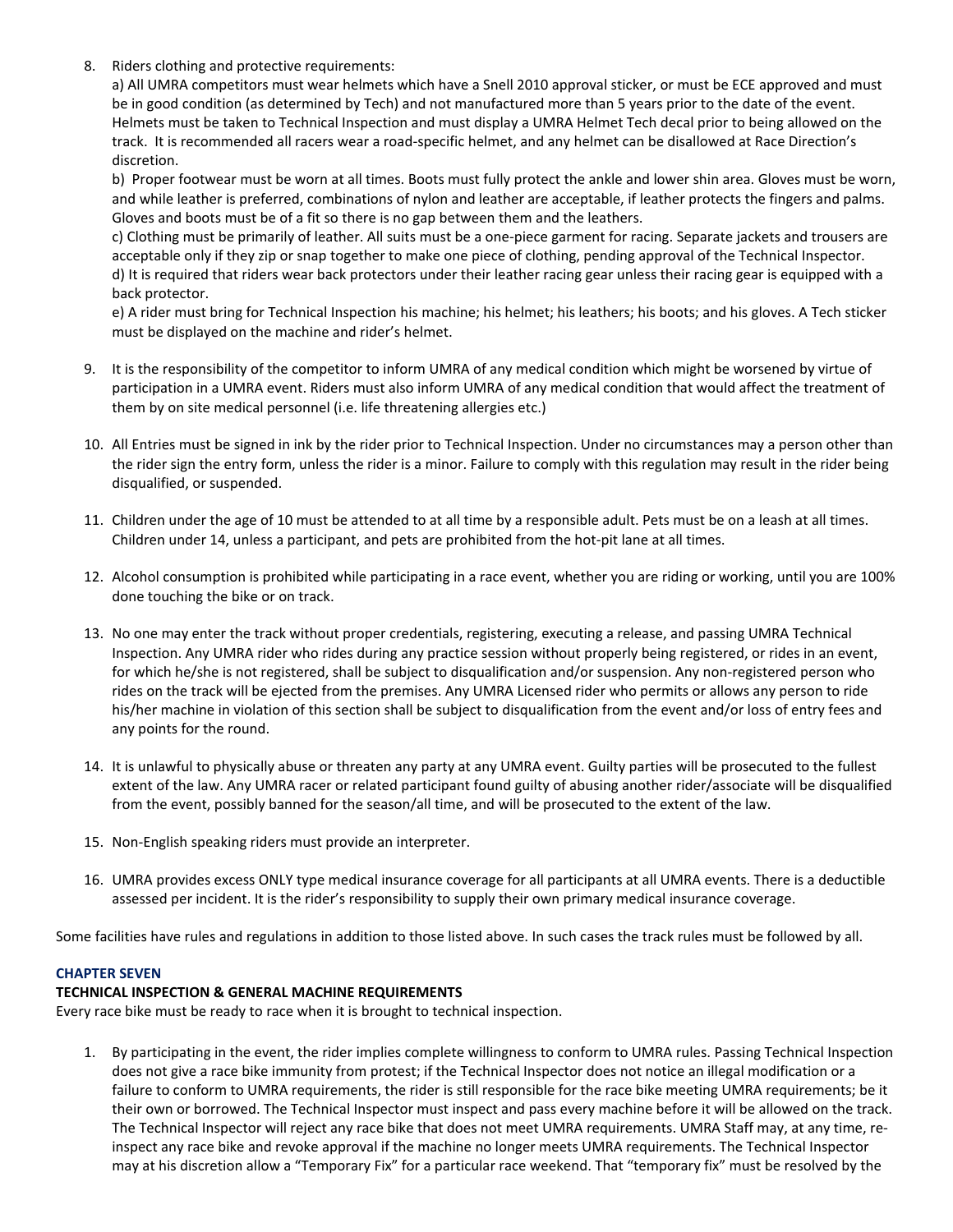8. Riders clothing and protective requirements:

   a) All UMRA competitors must wear helmets which have a Snell 2010 approval sticker, or must be ECE approved and must be in good condition (as determined by Tech) and not manufactured more than 5 years prior to the date of the event. Helmets must be taken to Technical Inspection and must display a UMRA Helmet Tech decal prior to being allowed on the track. It is recommended all racers wear a road-specific helmet, and any helmet can be disallowed at Race Direction's discretion.

   b) Proper footwear must be worn at all times. Boots must fully protect the ankle and lower shin area. Gloves must be worn, and while leather is preferred, combinations of nylon and leather are acceptable, if leather protects the fingers and palms. Gloves and boots must be of a fit so there is no gap between them and the leathers.

   c) Clothing must be primarily of leather. All suits must be a one-piece garment for racing. Separate jackets and trousers are acceptable only if they zip or snap together to make one piece of clothing, pending approval of the Technical Inspector.

   d) It is required that riders wear back protectors under their leather racing gear unless their racing gear is equipped with a back protector.

   e) A rider must bring for Technical Inspection his machine; his helmet; his leathers; his boots; and his gloves. A Tech sticker must be displayed on the machine and rider's helmet.

9. It is the responsibility of the competitor to inform UMRA of any medical condition which might be worsened by virtue of participation in a UMRA event. Riders must also inform UMRA of any medical condition that would affect the treatment of them by on site medical personnel (i.e. life threatening allergies etc.)

10. All Entries must be signed in ink by the rider prior to Technical Inspection. Under no circumstances may a person other than the rider sign the entry form, unless the rider is a minor. Failure to comply with this regulation may result in the rider being disqualified, or suspended.

11. Children under the age of 10 must be attended to at all time by a responsible adult. Pets must be on a leash at all times. Children under 14, unless a participant, and pets are prohibited from the hot-pit lane at all times.

12. Alcohol consumption is prohibited while participating in a race event, whether you are riding or working, until you are 100% done touching the bike or on track.

13. No one may enter the track without proper credentials, registering, executing a release, and passing UMRA Technical Inspection. Any UMRA rider who rides during any practice session without properly being registered, or rides in an event, for which he/she is not registered, shall be subject to disqualification and/or suspension. Any non-registered person who rides on the track will be ejected from the premises. Any UMRA Licensed rider who permits or allows any person to ride his/her machine in violation of this section shall be subject to disqualification from the event and/or loss of entry fees and any points for the round.

14. It is unlawful to physically abuse or threaten any party at any UMRA event. Guilty parties will be prosecuted to the fullest extent of the law. Any UMRA racer or related participant found guilty of abusing another rider/associate will be disqualified from the event, possibly banned for the season/all time, and will be prosecuted to the extent of the law.

15. Non-English speaking riders must provide an interpreter.

16. UMRA provides excess ONLY type medical insurance coverage for all participants at all UMRA events. There is a deductible assessed per incident. It is the rider's responsibility to supply their own primary medical insurance coverage.

Some facilities have rules and regulations in addition to those listed above. In such cases the track rules must be followed by all.

## CHAPTER SEVEN

### TECHNICAL INSPECTION & GENERAL MACHINE REQUIREMENTS

Every race bike must be ready to race when it is brought to technical inspection.

1. By participating in the event, the rider implies complete willingness to conform to UMRA rules. Passing Technical Inspection does not give a race bike immunity from protest; if the Technical Inspector does not notice an illegal modification or a failure to conform to UMRA requirements, the rider is still responsible for the race bike meeting UMRA requirements; be it their own or borrowed. The Technical Inspector must inspect and pass every machine before it will be allowed on the track. The Technical Inspector will reject any race bike that does not meet UMRA requirements. UMRA Staff may, at any time, re-inspect any race bike and revoke approval if the machine no longer meets UMRA requirements. The Technical Inspector may at his discretion allow a "Temporary Fix" for a particular race weekend. That "temporary fix" must be resolved by the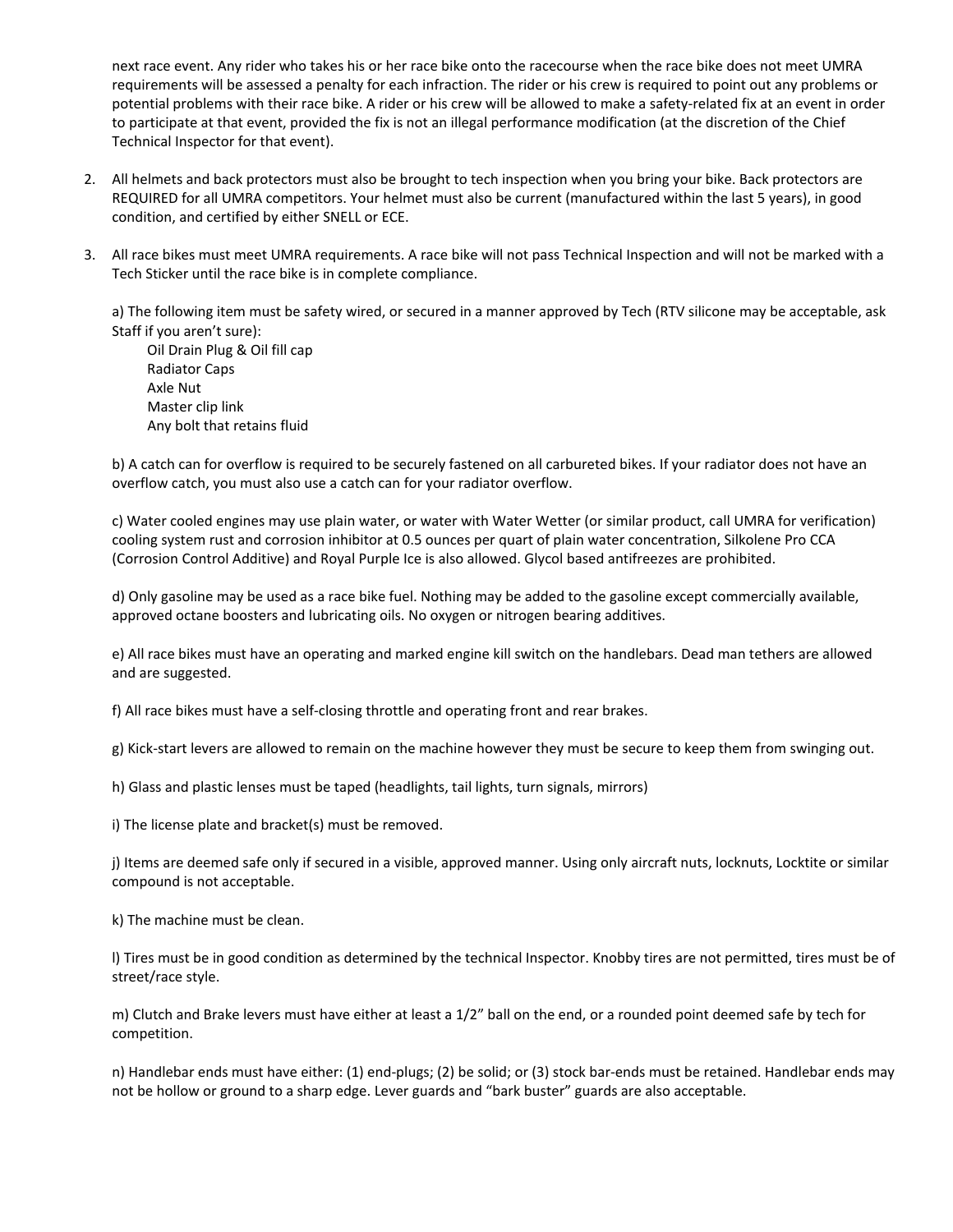next race event. Any rider who takes his or her race bike onto the racecourse when the race bike does not meet UMRA requirements will be assessed a penalty for each infraction. The rider or his crew is required to point out any problems or potential problems with their race bike. A rider or his crew will be allowed to make a safety-related fix at an event in order to participate at that event, provided the fix is not an illegal performance modification (at the discretion of the Chief Technical Inspector for that event).

2. All helmets and back protectors must also be brought to tech inspection when you bring your bike. Back protectors are REQUIRED for all UMRA competitors. Your helmet must also be current (manufactured within the last 5 years), in good condition, and certified by either SNELL or ECE.

3. All race bikes must meet UMRA requirements. A race bike will not pass Technical Inspection and will not be marked with a Tech Sticker until the race bike is in complete compliance.

   a) The following item must be safety wired, or secured in a manner approved by Tech (RTV silicone may be acceptable, ask Staff if you aren't sure):
      - Oil Drain Plug & Oil fill cap
      - Radiator Caps
      - Axle Nut
      - Master clip link
      - Any bolt that retains fluid

   b) A catch can for overflow is required to be securely fastened on all carbureted bikes. If your radiator does not have an overflow catch, you must also use a catch can for your radiator overflow.

   c) Water cooled engines may use plain water, or water with Water Wetter (or similar product, call UMRA for verification) cooling system rust and corrosion inhibitor at 0.5 ounces per quart of plain water concentration, Silkolene Pro CCA (Corrosion Control Additive) and Royal Purple Ice is also allowed. Glycol based antifreezes are prohibited.

   d) Only gasoline may be used as a race bike fuel. Nothing may be added to the gasoline except commercially available, approved octane boosters and lubricating oils. No oxygen or nitrogen bearing additives.

   e) All race bikes must have an operating and marked engine kill switch on the handlebars. Dead man tethers are allowed and are suggested.

   f) All race bikes must have a self-closing throttle and operating front and rear brakes.

   g) Kick-start levers are allowed to remain on the machine however they must be secure to keep them from swinging out.

   h) Glass and plastic lenses must be taped (headlights, tail lights, turn signals, mirrors)

   i) The license plate and bracket(s) must be removed.

   j) Items are deemed safe only if secured in a visible, approved manner. Using only aircraft nuts, locknuts, Locktite or similar compound is not acceptable.

   k) The machine must be clean.

   l) Tires must be in good condition as determined by the technical Inspector. Knobby tires are not permitted, tires must be of street/race style.

   m) Clutch and Brake levers must have either at least a 1/2" ball on the end, or a rounded point deemed safe by tech for competition.

   n) Handlebar ends must have either: (1) end-plugs; (2) be solid; or (3) stock bar-ends must be retained. Handlebar ends may not be hollow or ground to a sharp edge. Lever guards and "bark buster" guards are also acceptable.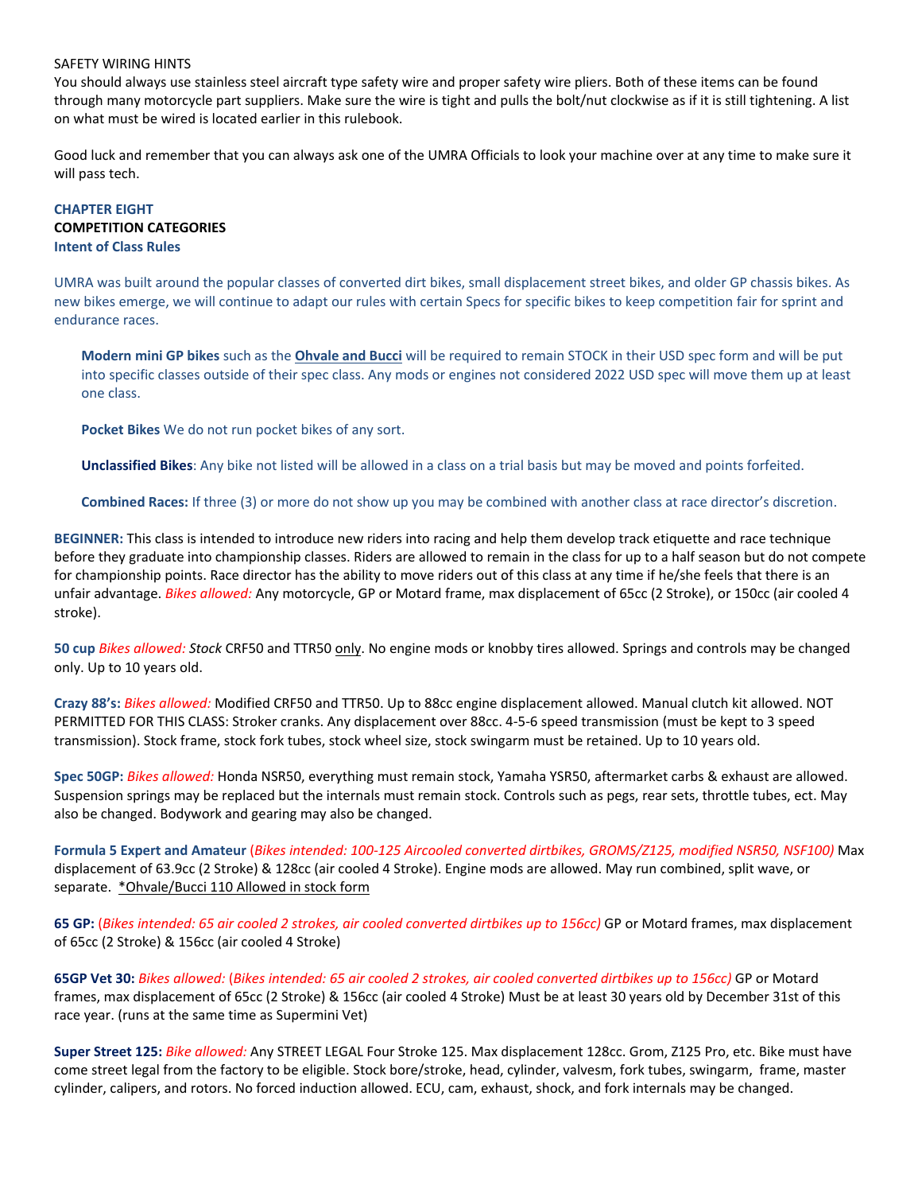SAFETY WIRING HINTS
You should always use stainless steel aircraft type safety wire and proper safety wire pliers. Both of these items can be found through many motorcycle part suppliers. Make sure the wire is tight and pulls the bolt/nut clockwise as if it is still tightening. A list on what must be wired is located earlier in this rulebook.

Good luck and remember that you can always ask one of the UMRA Officials to look your machine over at any time to make sure it will pass tech.

## CHAPTER EIGHT
## COMPETITION CATEGORIES
### Intent of Class Rules

UMRA was built around the popular classes of converted dirt bikes, small displacement street bikes, and older GP chassis bikes. As new bikes emerge, we will continue to adapt our rules with certain Specs for specific bikes to keep competition fair for sprint and endurance races.

> **Modern mini GP bikes** such as the **Ohvale and Bucci** will be required to remain STOCK in their USD spec form and will be put into specific classes outside of their spec class. Any mods or engines not considered 2022 USD spec will move them up at least one class.
>
> **Pocket Bikes** We do not run pocket bikes of any sort.
>
> **Unclassified Bikes**: Any bike not listed will be allowed in a class on a trial basis but may be moved and points forfeited.
>
> **Combined Races:** If three (3) or more do not show up you may be combined with another class at race director's discretion.

**BEGINNER:** This class is intended to introduce new riders into racing and help them develop track etiquette and race technique before they graduate into championship classes. Riders are allowed to remain in the class for up to a half season but do not compete for championship points. Race director has the ability to move riders out of this class at any time if he/she feels that there is an unfair advantage. *Bikes allowed:* Any motorcycle, GP or Motard frame, max displacement of 65cc (2 Stroke), or 150cc (air cooled 4 stroke).

**50 cup** *Bikes allowed:* *Stock* CRF50 and TTR50 only. No engine mods or knobby tires allowed. Springs and controls may be changed only. Up to 10 years old.

**Crazy 88's:** *Bikes allowed:* Modified CRF50 and TTR50. Up to 88cc engine displacement allowed. Manual clutch kit allowed. NOT PERMITTED FOR THIS CLASS: Stroker cranks. Any displacement over 88cc. 4-5-6 speed transmission (must be kept to 3 speed transmission). Stock frame, stock fork tubes, stock wheel size, stock swingarm must be retained. Up to 10 years old.

**Spec 50GP:** *Bikes allowed:* Honda NSR50, everything must remain stock, Yamaha YSR50, aftermarket carbs & exhaust are allowed. Suspension springs may be replaced but the internals must remain stock. Controls such as pegs, rear sets, throttle tubes, ect. May also be changed. Bodywork and gearing may also be changed.

**Formula 5 Expert and Amateur** (*Bikes intended: 100-125 Aircooled converted dirtbikes, GROMS/Z125, modified NSR50, NSF100)* Max displacement of 63.9cc (2 Stroke) & 128cc (air cooled 4 Stroke). Engine mods are allowed. May run combined, split wave, or separate. *Ohvale/Bucci 110 Allowed in stock form

**65 GP:** (*Bikes intended: 65 air cooled 2 strokes, air cooled converted dirtbikes up to 156cc)* GP or Motard frames, max displacement of 65cc (2 Stroke) & 156cc (air cooled 4 Stroke)

**65GP Vet 30:** *Bikes allowed:* (*Bikes intended: 65 air cooled 2 strokes, air cooled converted dirtbikes up to 156cc)* GP or Motard frames, max displacement of 65cc (2 Stroke) & 156cc (air cooled 4 Stroke) Must be at least 30 years old by December 31st of this race year. (runs at the same time as Supermini Vet)

**Super Street 125:** *Bike allowed:* Any STREET LEGAL Four Stroke 125. Max displacement 128cc. Grom, Z125 Pro, etc. Bike must have come street legal from the factory to be eligible. Stock bore/stroke, head, cylinder, valvesm, fork tubes, swingarm, frame, master cylinder, calipers, and rotors. No forced induction allowed. ECU, cam, exhaust, shock, and fork internals may be changed.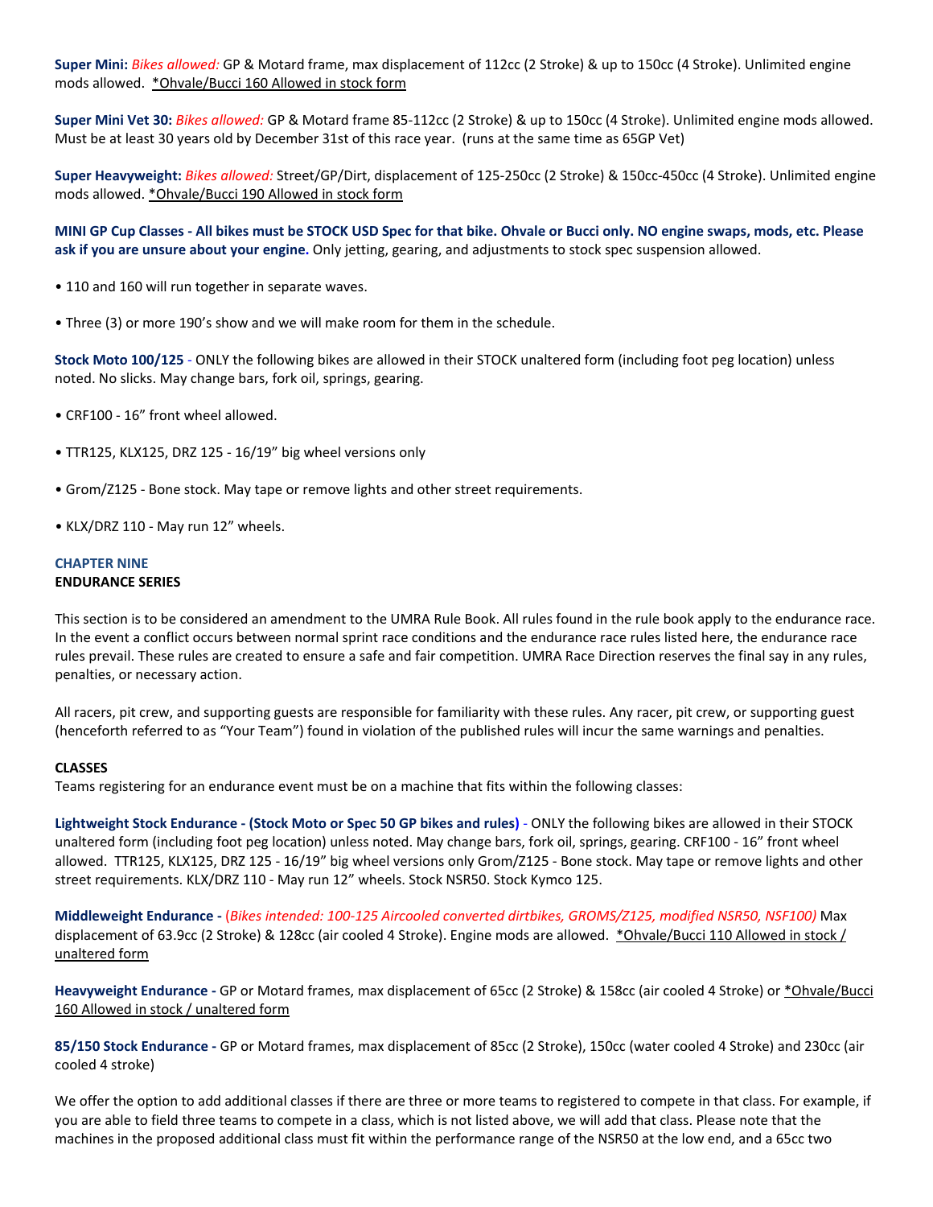**Super Mini:** *Bikes allowed:* GP & Motard frame, max displacement of 112cc (2 Stroke) & up to 150cc (4 Stroke). Unlimited engine mods allowed. *Ohvale/Bucci 160 Allowed in stock form

**Super Mini Vet 30:** *Bikes allowed:* GP & Motard frame 85-112cc (2 Stroke) & up to 150cc (4 Stroke). Unlimited engine mods allowed. Must be at least 30 years old by December 31st of this race year. (runs at the same time as 65GP Vet)

**Super Heavyweight:** *Bikes allowed:* Street/GP/Dirt, displacement of 125-250cc (2 Stroke) & 150cc-450cc (4 Stroke). Unlimited engine mods allowed. *Ohvale/Bucci 190 Allowed in stock form

**MINI GP Cup Classes - All bikes must be STOCK USD Spec for that bike. Ohvale or Bucci only. NO engine swaps, mods, etc. Please ask if you are unsure about your engine.** Only jetting, gearing, and adjustments to stock spec suspension allowed.

- 110 and 160 will run together in separate waves.
- Three (3) or more 190's show and we will make room for them in the schedule.

**Stock Moto 100/125** - ONLY the following bikes are allowed in their STOCK unaltered form (including foot peg location) unless noted. No slicks. May change bars, fork oil, springs, gearing.

- CRF100 - 16" front wheel allowed.
- TTR125, KLX125, DRZ 125 - 16/19" big wheel versions only
- Grom/Z125 - Bone stock. May tape or remove lights and other street requirements.
- KLX/DRZ 110 - May run 12" wheels.

## CHAPTER NINE

## ENDURANCE SERIES

This section is to be considered an amendment to the UMRA Rule Book. All rules found in the rule book apply to the endurance race. In the event a conflict occurs between normal sprint race conditions and the endurance race rules listed here, the endurance race rules prevail. These rules are created to ensure a safe and fair competition. UMRA Race Direction reserves the final say in any rules, penalties, or necessary action.

All racers, pit crew, and supporting guests are responsible for familiarity with these rules. Any racer, pit crew, or supporting guest (henceforth referred to as "Your Team") found in violation of the published rules will incur the same warnings and penalties.

### CLASSES

Teams registering for an endurance event must be on a machine that fits within the following classes:

**Lightweight Stock Endurance - (Stock Moto or Spec 50 GP bikes and rules)** - ONLY the following bikes are allowed in their STOCK unaltered form (including foot peg location) unless noted. May change bars, fork oil, springs, gearing. CRF100 - 16" front wheel allowed. TTR125, KLX125, DRZ 125 - 16/19" big wheel versions only Grom/Z125 - Bone stock. May tape or remove lights and other street requirements. KLX/DRZ 110 - May run 12" wheels. Stock NSR50. Stock Kymco 125.

**Middleweight Endurance -** (*Bikes intended: 100-125 Aircooled converted dirtbikes, GROMS/Z125, modified NSR50, NSF100)* Max displacement of 63.9cc (2 Stroke) & 128cc (air cooled 4 Stroke). Engine mods are allowed. *Ohvale/Bucci 110 Allowed in stock / unaltered form

**Heavyweight Endurance -** GP or Motard frames, max displacement of 65cc (2 Stroke) & 158cc (air cooled 4 Stroke) or *Ohvale/Bucci 160 Allowed in stock / unaltered form

**85/150 Stock Endurance -** GP or Motard frames, max displacement of 85cc (2 Stroke), 150cc (water cooled 4 Stroke) and 230cc (air cooled 4 stroke)

We offer the option to add additional classes if there are three or more teams to registered to compete in that class. For example, if you are able to field three teams to compete in a class, which is not listed above, we will add that class. Please note that the machines in the proposed additional class must fit within the performance range of the NSR50 at the low end, and a 65cc two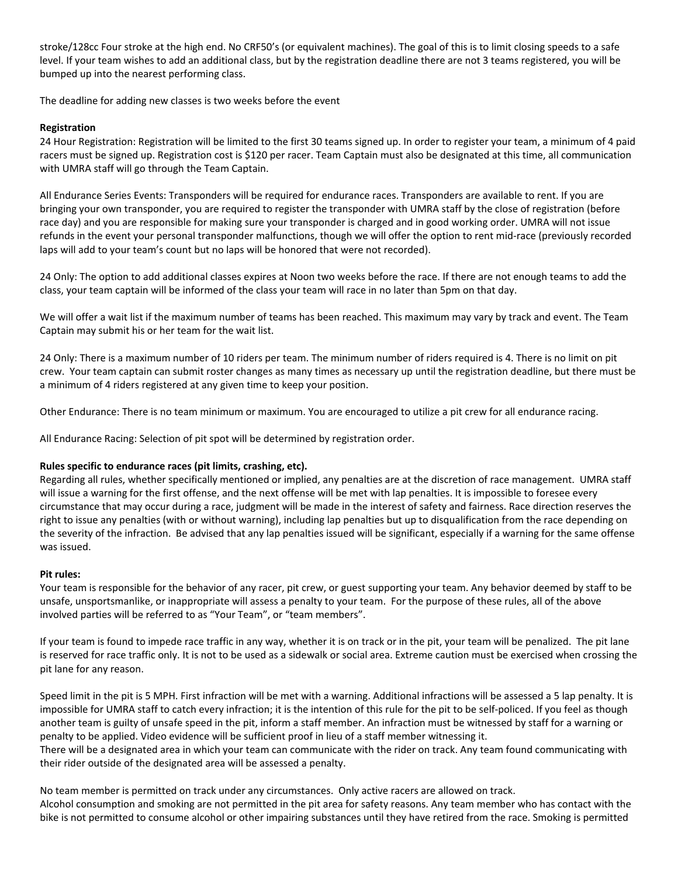stroke/128cc Four stroke at the high end. No CRF50's (or equivalent machines). The goal of this is to limit closing speeds to a safe level. If your team wishes to add an additional class, but by the registration deadline there are not 3 teams registered, you will be bumped up into the nearest performing class.

The deadline for adding new classes is two weeks before the event

**Registration**

24 Hour Registration: Registration will be limited to the first 30 teams signed up. In order to register your team, a minimum of 4 paid racers must be signed up. Registration cost is $120 per racer. Team Captain must also be designated at this time, all communication with UMRA staff will go through the Team Captain.

All Endurance Series Events: Transponders will be required for endurance races. Transponders are available to rent. If you are bringing your own transponder, you are required to register the transponder with UMRA staff by the close of registration (before race day) and you are responsible for making sure your transponder is charged and in good working order. UMRA will not issue refunds in the event your personal transponder malfunctions, though we will offer the option to rent mid-race (previously recorded laps will add to your team's count but no laps will be honored that were not recorded).

24 Only: The option to add additional classes expires at Noon two weeks before the race. If there are not enough teams to add the class, your team captain will be informed of the class your team will race in no later than 5pm on that day.

We will offer a wait list if the maximum number of teams has been reached. This maximum may vary by track and event. The Team Captain may submit his or her team for the wait list.

24 Only: There is a maximum number of 10 riders per team. The minimum number of riders required is 4. There is no limit on pit crew. Your team captain can submit roster changes as many times as necessary up until the registration deadline, but there must be a minimum of 4 riders registered at any given time to keep your position.

Other Endurance: There is no team minimum or maximum. You are encouraged to utilize a pit crew for all endurance racing.

All Endurance Racing: Selection of pit spot will be determined by registration order.

**Rules specific to endurance races (pit limits, crashing, etc).**

Regarding all rules, whether specifically mentioned or implied, any penalties are at the discretion of race management. UMRA staff will issue a warning for the first offense, and the next offense will be met with lap penalties. It is impossible to foresee every circumstance that may occur during a race, judgment will be made in the interest of safety and fairness. Race direction reserves the right to issue any penalties (with or without warning), including lap penalties but up to disqualification from the race depending on the severity of the infraction. Be advised that any lap penalties issued will be significant, especially if a warning for the same offense was issued.

**Pit rules:**

Your team is responsible for the behavior of any racer, pit crew, or guest supporting your team. Any behavior deemed by staff to be unsafe, unsportsmanlike, or inappropriate will assess a penalty to your team. For the purpose of these rules, all of the above involved parties will be referred to as "Your Team", or "team members".

If your team is found to impede race traffic in any way, whether it is on track or in the pit, your team will be penalized. The pit lane is reserved for race traffic only. It is not to be used as a sidewalk or social area. Extreme caution must be exercised when crossing the pit lane for any reason.

Speed limit in the pit is 5 MPH. First infraction will be met with a warning. Additional infractions will be assessed a 5 lap penalty. It is impossible for UMRA staff to catch every infraction; it is the intention of this rule for the pit to be self-policed. If you feel as though another team is guilty of unsafe speed in the pit, inform a staff member. An infraction must be witnessed by staff for a warning or penalty to be applied. Video evidence will be sufficient proof in lieu of a staff member witnessing it.
There will be a designated area in which your team can communicate with the rider on track. Any team found communicating with their rider outside of the designated area will be assessed a penalty.

No team member is permitted on track under any circumstances. Only active racers are allowed on track.
Alcohol consumption and smoking are not permitted in the pit area for safety reasons. Any team member who has contact with the bike is not permitted to consume alcohol or other impairing substances until they have retired from the race. Smoking is permitted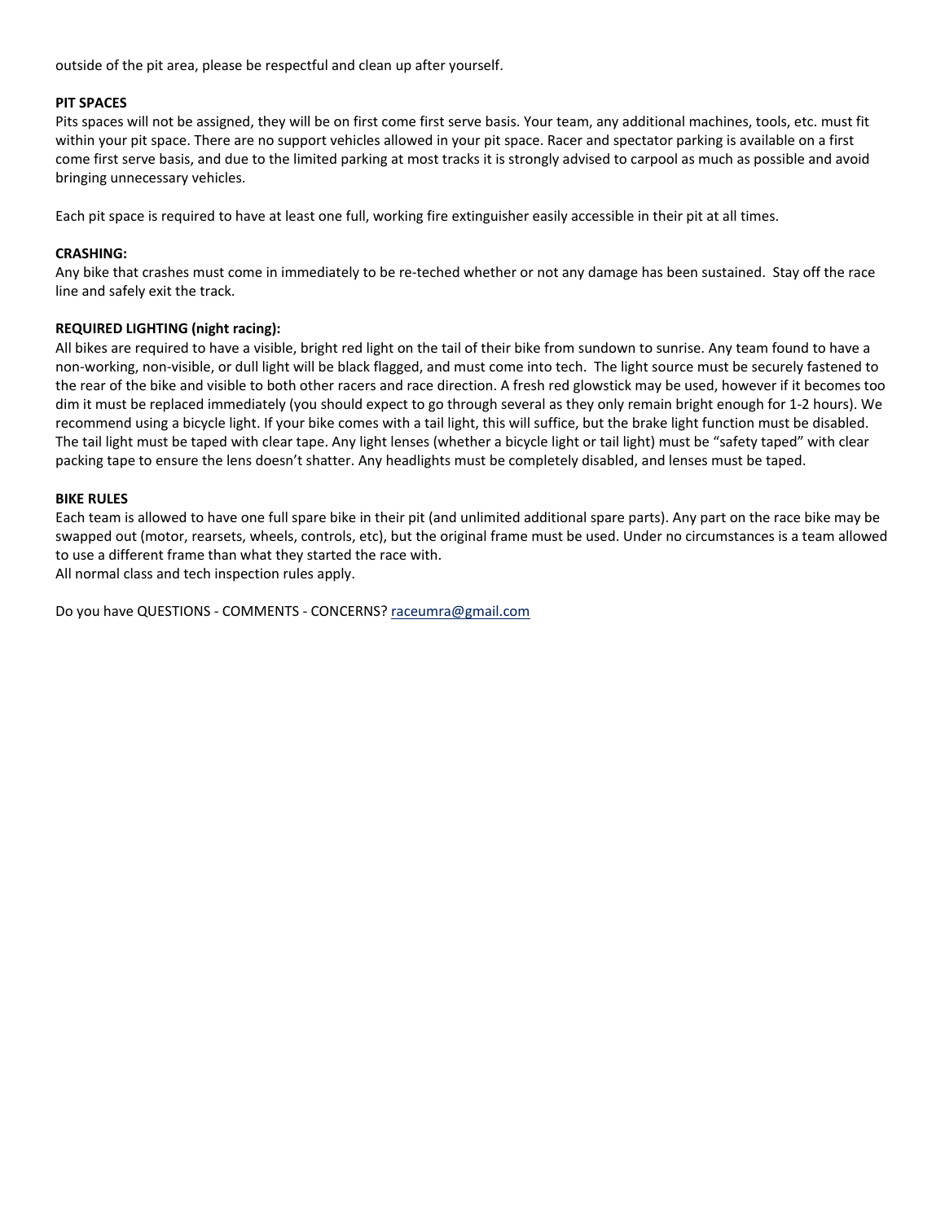outside of the pit area, please be respectful and clean up after yourself.

**PIT SPACES**

Pits spaces will not be assigned, they will be on first come first serve basis. Your team, any additional machines, tools, etc. must fit within your pit space. There are no support vehicles allowed in your pit space. Racer and spectator parking is available on a first come first serve basis, and due to the limited parking at most tracks it is strongly advised to carpool as much as possible and avoid bringing unnecessary vehicles.

Each pit space is required to have at least one full, working fire extinguisher easily accessible in their pit at all times.

**CRASHING:**

Any bike that crashes must come in immediately to be re-teched whether or not any damage has been sustained. Stay off the race line and safely exit the track.

**REQUIRED LIGHTING (night racing):**

All bikes are required to have a visible, bright red light on the tail of their bike from sundown to sunrise. Any team found to have a non-working, non-visible, or dull light will be black flagged, and must come into tech. The light source must be securely fastened to the rear of the bike and visible to both other racers and race direction. A fresh red glowstick may be used, however if it becomes too dim it must be replaced immediately (you should expect to go through several as they only remain bright enough for 1-2 hours). We recommend using a bicycle light. If your bike comes with a tail light, this will suffice, but the brake light function must be disabled. The tail light must be taped with clear tape. Any light lenses (whether a bicycle light or tail light) must be "safety taped" with clear packing tape to ensure the lens doesn't shatter. Any headlights must be completely disabled, and lenses must be taped.

**BIKE RULES**

Each team is allowed to have one full spare bike in their pit (and unlimited additional spare parts). Any part on the race bike may be swapped out (motor, rearsets, wheels, controls, etc), but the original frame must be used. Under no circumstances is a team allowed to use a different frame than what they started the race with.
All normal class and tech inspection rules apply.

Do you have QUESTIONS - COMMENTS - CONCERNS? raceumra@gmail.com